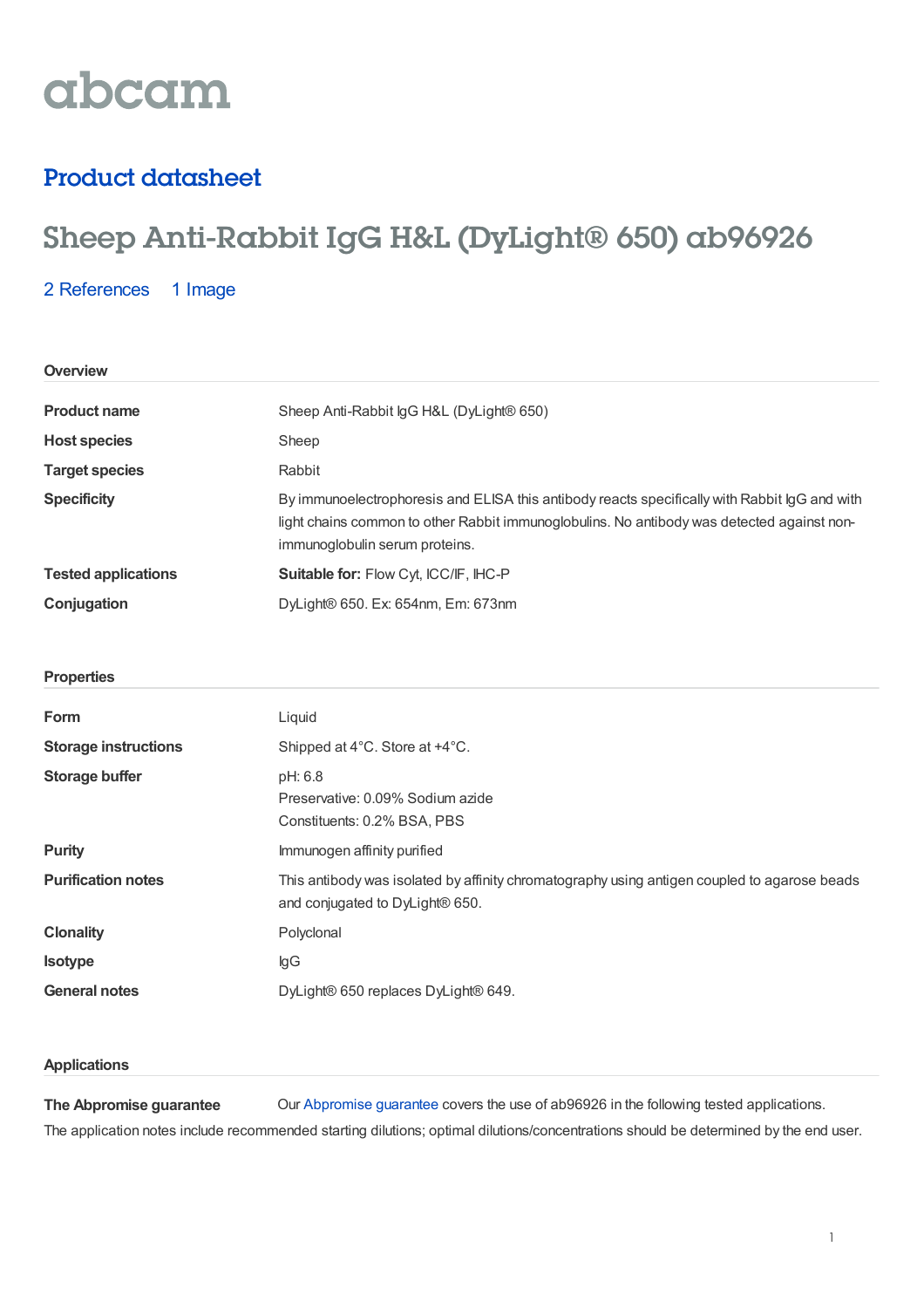abcam

## Product datasheet

# Sheep Anti-Rabbit IgG H&L (DyLight® 650) ab96926

2 References 1 Image

### Overview

| | |
|---|---|
| **Product name** | Sheep Anti-Rabbit IgG H&L (DyLight® 650) |
| **Host species** | Sheep |
| **Target species** | Rabbit |
| **Specificity** | By immunoelectrophoresis and ELISA this antibody reacts specifically with Rabbit IgG and with light chains common to other Rabbit immunoglobulins. No antibody was detected against non-immunoglobulin serum proteins. |
| **Tested applications** | **Suitable for:** Flow Cyt, ICC/IF, IHC-P |
| **Conjugation** | DyLight® 650. Ex: 654nm, Em: 673nm |

### Properties

| | |
|---|---|
| **Form** | Liquid |
| **Storage instructions** | Shipped at 4°C. Store at +4°C. |
| **Storage buffer** | pH: 6.8<br>Preservative: 0.09% Sodium azide<br>Constituents: 0.2% BSA, PBS |
| **Purity** | Immunogen affinity purified |
| **Purification notes** | This antibody was isolated by affinity chromatography using antigen coupled to agarose beads and conjugated to DyLight® 650. |
| **Clonality** | Polyclonal |
| **Isotype** | IgG |
| **General notes** | DyLight® 650 replaces DyLight® 649. |

### Applications

**The Abpromise guarantee** Our Abpromise guarantee covers the use of ab96926 in the following tested applications.

The application notes include recommended starting dilutions; optimal dilutions/concentrations should be determined by the end user.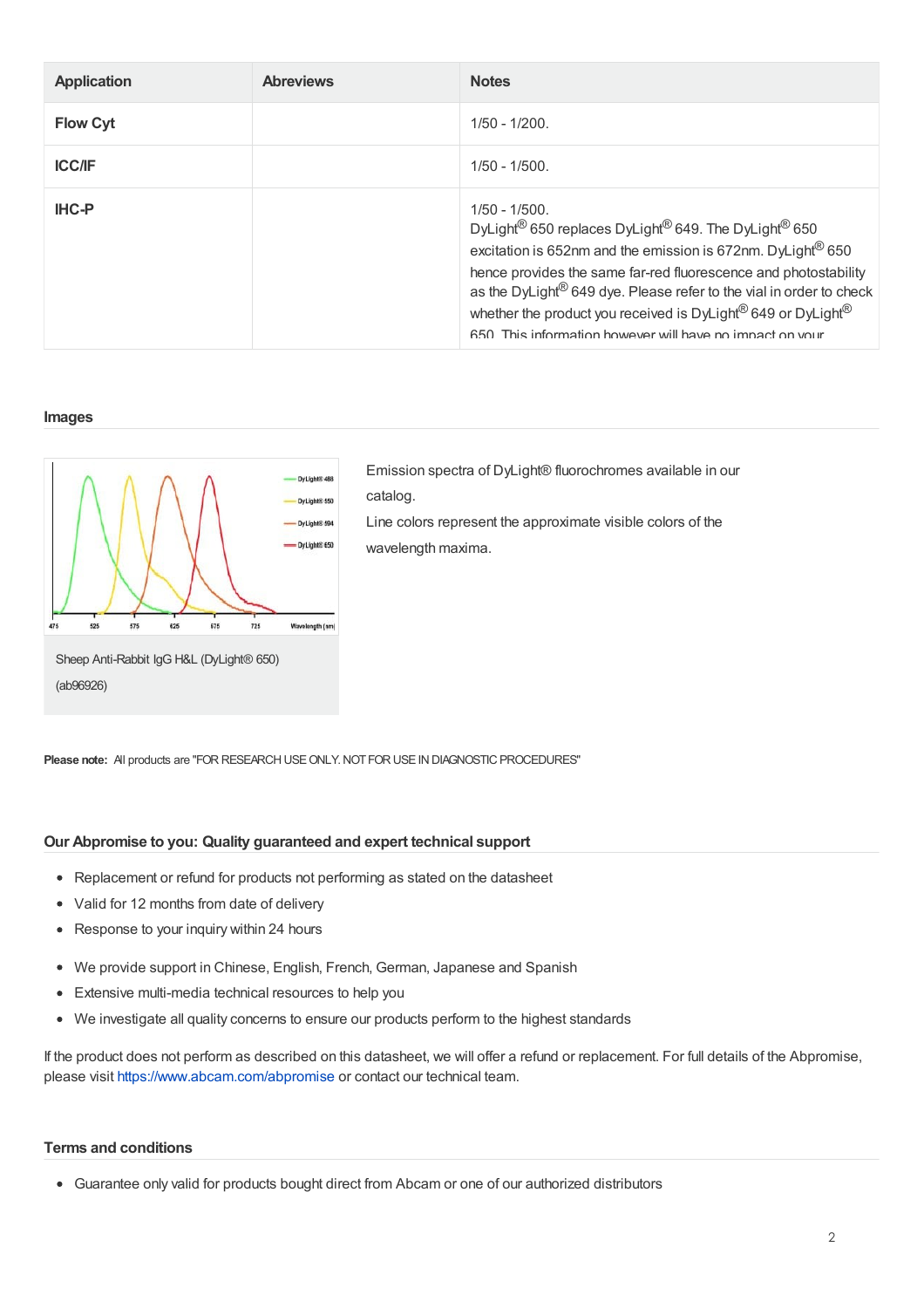| Application | Abreviews | Notes |
| --- | --- | --- |
| Flow Cyt | | 1/50 - 1/200. |
| ICC/IF | | 1/50 - 1/500. |
| IHC-P | | 1/50 - 1/500.<br>DyLight® 650 replaces DyLight® 649. The DyLight® 650 excitation is 652nm and the emission is 672nm. DyLight® 650 hence provides the same far-red fluorescence and photostability as the DyLight® 649 dye. Please refer to the vial in order to check whether the product you received is DyLight® 649 or DyLight® 650. This information however will have no impact on your |

## Images

DyLight® 488
DyLight® 550
DyLight® 594
DyLight® 650
475 525 575 625 675 725 Wavelength (nm)

Sheep Anti-Rabbit IgG H&L (DyLight® 650) (ab96926)

Emission spectra of DyLight® fluorochromes available in our catalog.
Line colors represent the approximate visible colors of the wavelength maxima.

**Please note:** All products are "FOR RESEARCH USE ONLY. NOT FOR USE IN DIAGNOSTIC PROCEDURES"

## Our Abpromise to you: Quality guaranteed and expert technical support

- Replacement or refund for products not performing as stated on the datasheet
- Valid for 12 months from date of delivery
- Response to your inquiry within 24 hours

- We provide support in Chinese, English, French, German, Japanese and Spanish
- Extensive multi-media technical resources to help you
- We investigate all quality concerns to ensure our products perform to the highest standards

If the product does not perform as described on this datasheet, we will offer a refund or replacement. For full details of the Abpromise, please visit https://www.abcam.com/abpromise or contact our technical team.

## Terms and conditions

- Guarantee only valid for products bought direct from Abcam or one of our authorized distributors